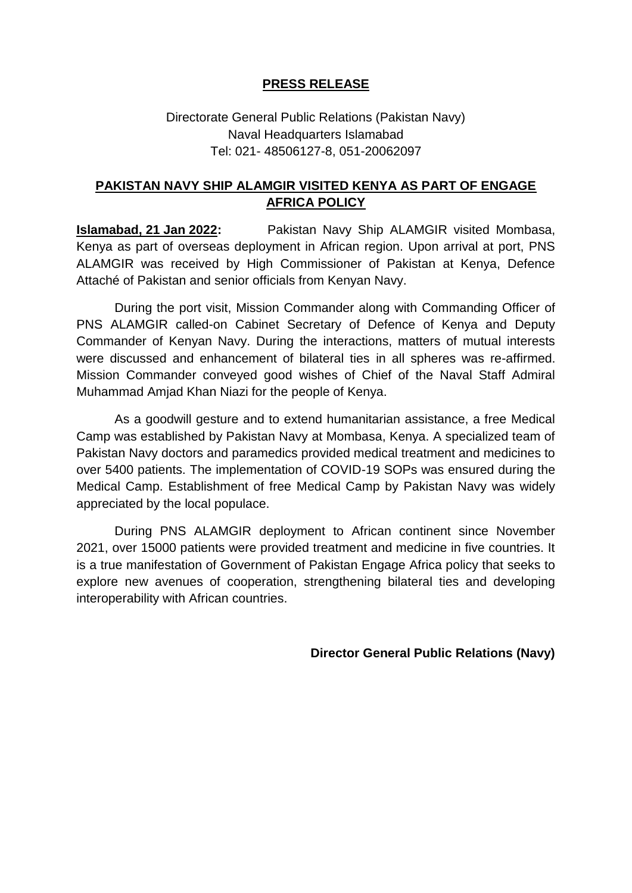**PRESS RELEASE**

Directorate General Public Relations (Pakistan Navy)
Naval Headquarters Islamabad
Tel: 021- 48506127-8, 051-20062097

## PAKISTAN NAVY SHIP ALAMGIR VISITED KENYA AS PART OF ENGAGE AFRICA POLICY

**Islamabad, 21 Jan 2022:** Pakistan Navy Ship ALAMGIR visited Mombasa, Kenya as part of overseas deployment in African region. Upon arrival at port, PNS ALAMGIR was received by High Commissioner of Pakistan at Kenya, Defence Attaché of Pakistan and senior officials from Kenyan Navy.

During the port visit, Mission Commander along with Commanding Officer of PNS ALAMGIR called-on Cabinet Secretary of Defence of Kenya and Deputy Commander of Kenyan Navy. During the interactions, matters of mutual interests were discussed and enhancement of bilateral ties in all spheres was re-affirmed. Mission Commander conveyed good wishes of Chief of the Naval Staff Admiral Muhammad Amjad Khan Niazi for the people of Kenya.

As a goodwill gesture and to extend humanitarian assistance, a free Medical Camp was established by Pakistan Navy at Mombasa, Kenya. A specialized team of Pakistan Navy doctors and paramedics provided medical treatment and medicines to over 5400 patients. The implementation of COVID-19 SOPs was ensured during the Medical Camp. Establishment of free Medical Camp by Pakistan Navy was widely appreciated by the local populace.

During PNS ALAMGIR deployment to African continent since November 2021, over 15000 patients were provided treatment and medicine in five countries. It is a true manifestation of Government of Pakistan Engage Africa policy that seeks to explore new avenues of cooperation, strengthening bilateral ties and developing interoperability with African countries.

**Director General Public Relations (Navy)**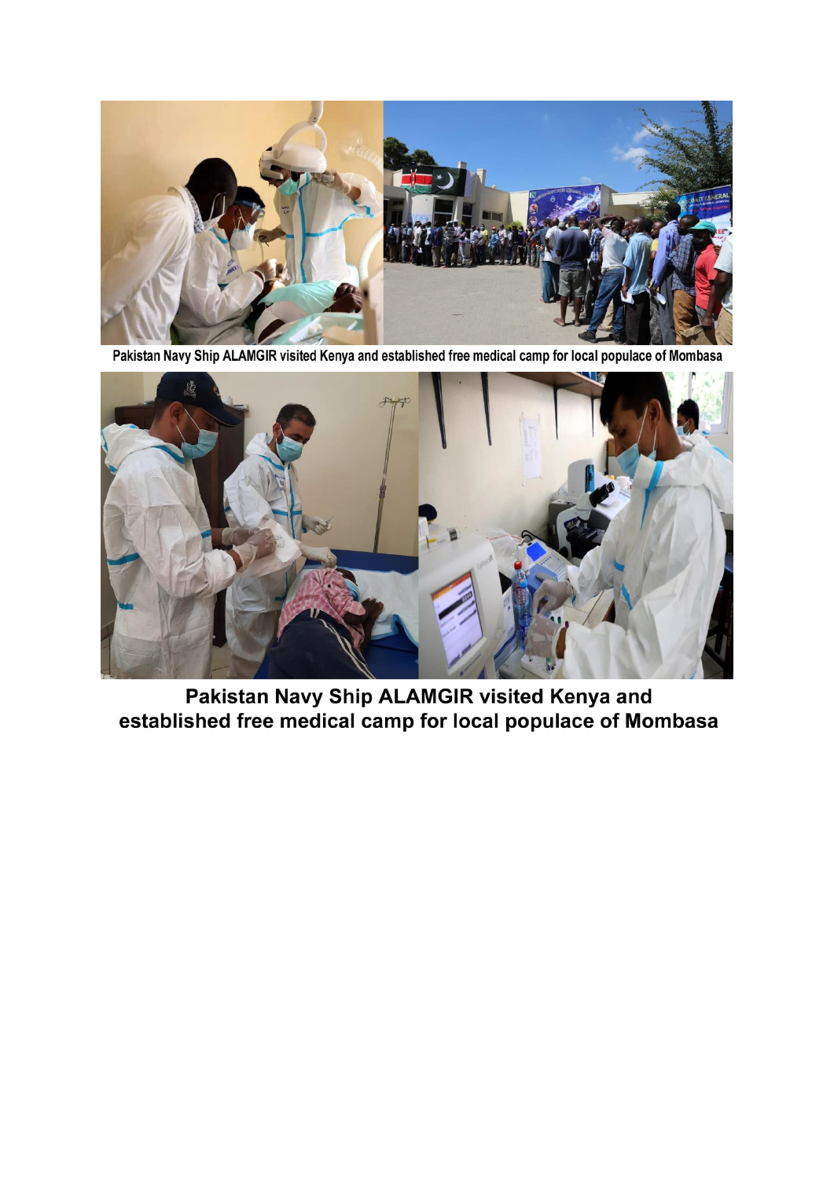Pakistan Navy Ship ALAMGIR visited Kenya and established free medical camp for local populace of Mombasa

**Pakistan Navy Ship ALAMGIR visited Kenya and established free medical camp for local populace of Mombasa**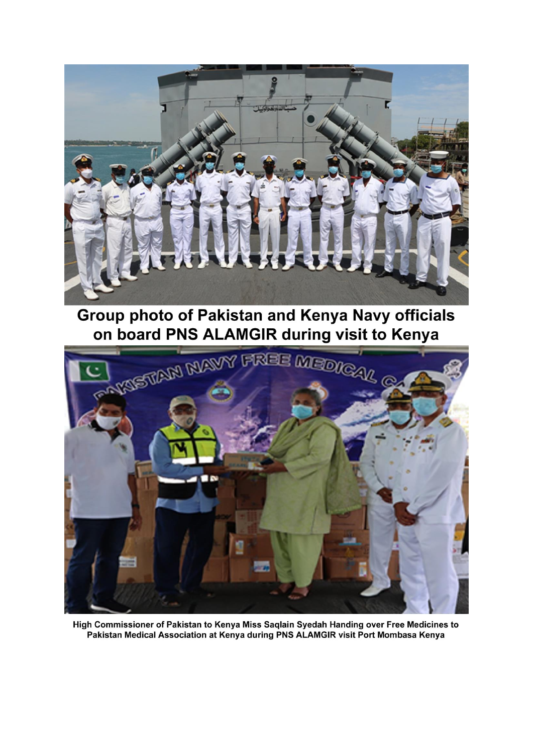**Group photo of Pakistan and Kenya Navy officials on board PNS ALAMGIR during visit to Kenya**

**High Commissioner of Pakistan to Kenya Miss Saqlain Syedah Handing over Free Medicines to Pakistan Medical Association at Kenya during PNS ALAMGIR visit Port Mombasa Kenya**